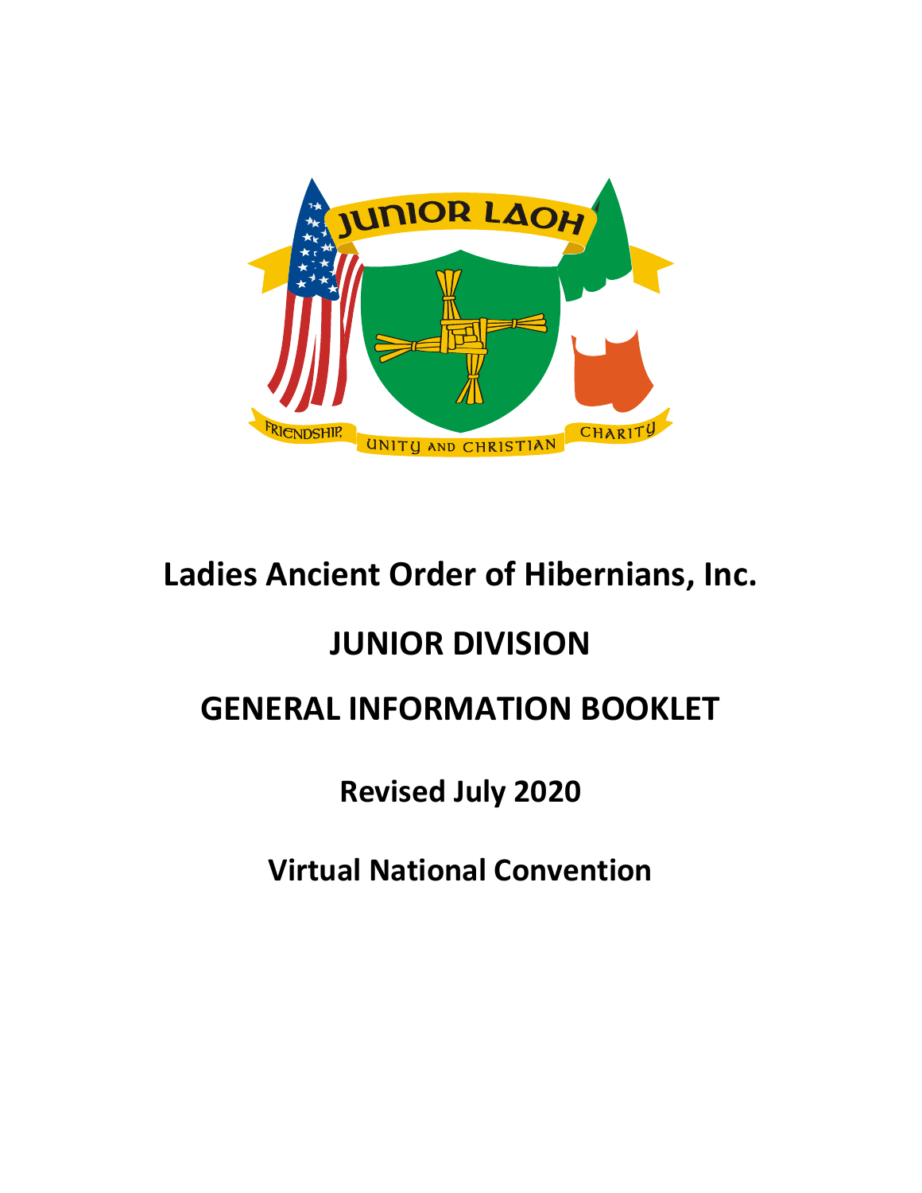# Ladies Ancient Order of Hibernians, Inc.

# JUNIOR DIVISION

# GENERAL INFORMATION BOOKLET

**Revised July 2020**

**Virtual National Convention**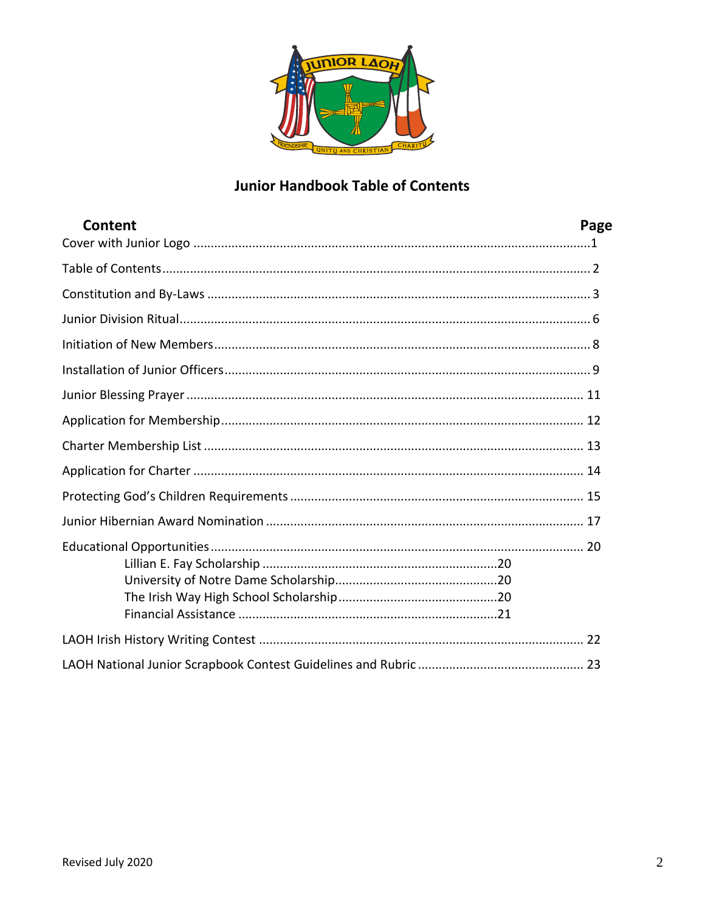## Junior Handbook Table of Contents

| Content | Page |
|---|---|
| Cover with Junior Logo | 1 |
| Table of Contents | 2 |
| Constitution and By-Laws | 3 |
| Junior Division Ritual | 6 |
| Initiation of New Members | 8 |
| Installation of Junior Officers | 9 |
| Junior Blessing Prayer | 11 |
| Application for Membership | 12 |
| Charter Membership List | 13 |
| Application for Charter | 14 |
| Protecting God's Children Requirements | 15 |
| Junior Hibernian Award Nomination | 17 |
| Educational Opportunities | 20 |
| Lillian E. Fay Scholarship | 20 |
| University of Notre Dame Scholarship | 20 |
| The Irish Way High School Scholarship | 20 |
| Financial Assistance | 21 |
| LAOH Irish History Writing Contest | 22 |
| LAOH National Junior Scrapbook Contest Guidelines and Rubric | 23 |

Revised July 2020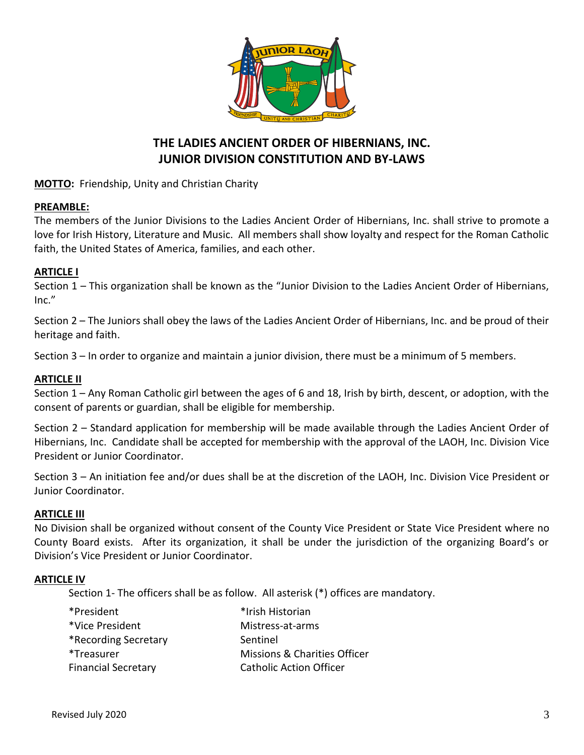# THE LADIES ANCIENT ORDER OF HIBERNIANS, INC.
# JUNIOR DIVISION CONSTITUTION AND BY-LAWS

**MOTTO:** Friendship, Unity and Christian Charity

**PREAMBLE:**

The members of the Junior Divisions to the Ladies Ancient Order of Hibernians, Inc. shall strive to promote a love for Irish History, Literature and Music. All members shall show loyalty and respect for the Roman Catholic faith, the United States of America, families, and each other.

**ARTICLE I**

Section 1 – This organization shall be known as the "Junior Division to the Ladies Ancient Order of Hibernians, Inc."

Section 2 – The Juniors shall obey the laws of the Ladies Ancient Order of Hibernians, Inc. and be proud of their heritage and faith.

Section 3 – In order to organize and maintain a junior division, there must be a minimum of 5 members.

**ARTICLE II**

Section 1 – Any Roman Catholic girl between the ages of 6 and 18, Irish by birth, descent, or adoption, with the consent of parents or guardian, shall be eligible for membership.

Section 2 – Standard application for membership will be made available through the Ladies Ancient Order of Hibernians, Inc. Candidate shall be accepted for membership with the approval of the LAOH, Inc. Division Vice President or Junior Coordinator.

Section 3 – An initiation fee and/or dues shall be at the discretion of the LAOH, Inc. Division Vice President or Junior Coordinator.

**ARTICLE III**

No Division shall be organized without consent of the County Vice President or State Vice President where no County Board exists. After its organization, it shall be under the jurisdiction of the organizing Board's or Division's Vice President or Junior Coordinator.

**ARTICLE IV**

Section 1- The officers shall be as follow. All asterisk (*) offices are mandatory.

- *President
- *Vice President
- *Recording Secretary
- *Treasurer
- Financial Secretary
- *Irish Historian
- Mistress-at-arms
- Sentinel
- Missions & Charities Officer
- Catholic Action Officer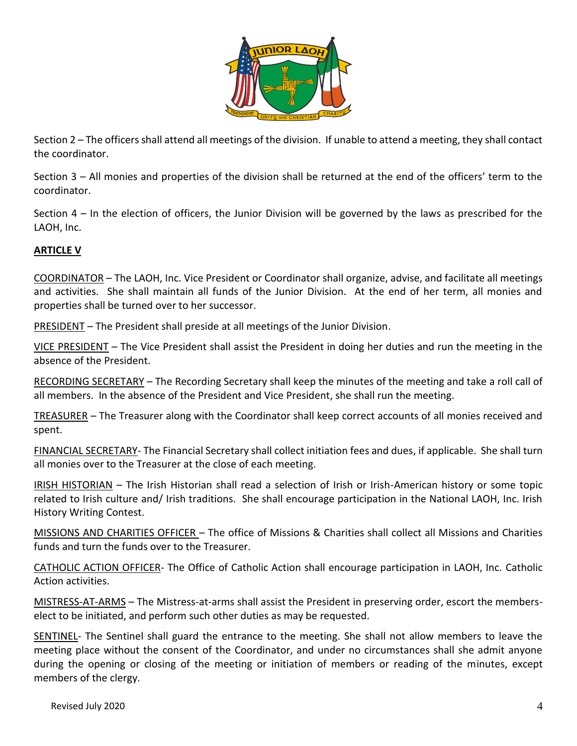Section 2 – The officers shall attend all meetings of the division. If unable to attend a meeting, they shall contact the coordinator.

Section 3 – All monies and properties of the division shall be returned at the end of the officers' term to the coordinator.

Section 4 – In the election of officers, the Junior Division will be governed by the laws as prescribed for the LAOH, Inc.

**ARTICLE V**

COORDINATOR – The LAOH, Inc. Vice President or Coordinator shall organize, advise, and facilitate all meetings and activities. She shall maintain all funds of the Junior Division. At the end of her term, all monies and properties shall be turned over to her successor.

PRESIDENT – The President shall preside at all meetings of the Junior Division.

VICE PRESIDENT – The Vice President shall assist the President in doing her duties and run the meeting in the absence of the President.

RECORDING SECRETARY – The Recording Secretary shall keep the minutes of the meeting and take a roll call of all members. In the absence of the President and Vice President, she shall run the meeting.

TREASURER – The Treasurer along with the Coordinator shall keep correct accounts of all monies received and spent.

FINANCIAL SECRETARY- The Financial Secretary shall collect initiation fees and dues, if applicable. She shall turn all monies over to the Treasurer at the close of each meeting.

IRISH HISTORIAN – The Irish Historian shall read a selection of Irish or Irish-American history or some topic related to Irish culture and/ Irish traditions. She shall encourage participation in the National LAOH, Inc. Irish History Writing Contest.

MISSIONS AND CHARITIES OFFICER – The office of Missions & Charities shall collect all Missions and Charities funds and turn the funds over to the Treasurer.

CATHOLIC ACTION OFFICER- The Office of Catholic Action shall encourage participation in LAOH, Inc. Catholic Action activities.

MISTRESS-AT-ARMS – The Mistress-at-arms shall assist the President in preserving order, escort the members-elect to be initiated, and perform such other duties as may be requested.

SENTINEL- The Sentinel shall guard the entrance to the meeting. She shall not allow members to leave the meeting place without the consent of the Coordinator, and under no circumstances shall she admit anyone during the opening or closing of the meeting or initiation of members or reading of the minutes, except members of the clergy.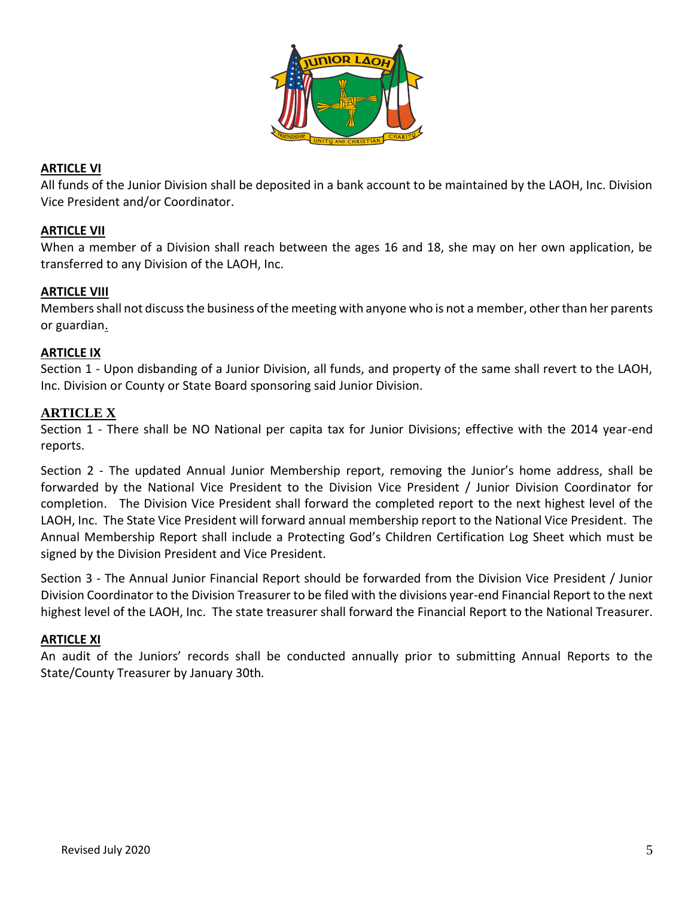## ARTICLE VI

All funds of the Junior Division shall be deposited in a bank account to be maintained by the LAOH, Inc. Division Vice President and/or Coordinator.

## ARTICLE VII

When a member of a Division shall reach between the ages 16 and 18, she may on her own application, be transferred to any Division of the LAOH, Inc.

## ARTICLE VIII

Members shall not discuss the business of the meeting with anyone who is not a member, other than her parents or guardian.

## ARTICLE IX

Section 1 - Upon disbanding of a Junior Division, all funds, and property of the same shall revert to the LAOH, Inc. Division or County or State Board sponsoring said Junior Division.

## ARTICLE X

Section 1 - There shall be NO National per capita tax for Junior Divisions; effective with the 2014 year-end reports.

Section 2 - The updated Annual Junior Membership report, removing the Junior's home address, shall be forwarded by the National Vice President to the Division Vice President / Junior Division Coordinator for completion. The Division Vice President shall forward the completed report to the next highest level of the LAOH, Inc. The State Vice President will forward annual membership report to the National Vice President. The Annual Membership Report shall include a Protecting God's Children Certification Log Sheet which must be signed by the Division President and Vice President.

Section 3 - The Annual Junior Financial Report should be forwarded from the Division Vice President / Junior Division Coordinator to the Division Treasurer to be filed with the divisions year-end Financial Report to the next highest level of the LAOH, Inc. The state treasurer shall forward the Financial Report to the National Treasurer.

## ARTICLE XI

An audit of the Juniors' records shall be conducted annually prior to submitting Annual Reports to the State/County Treasurer by January 30th.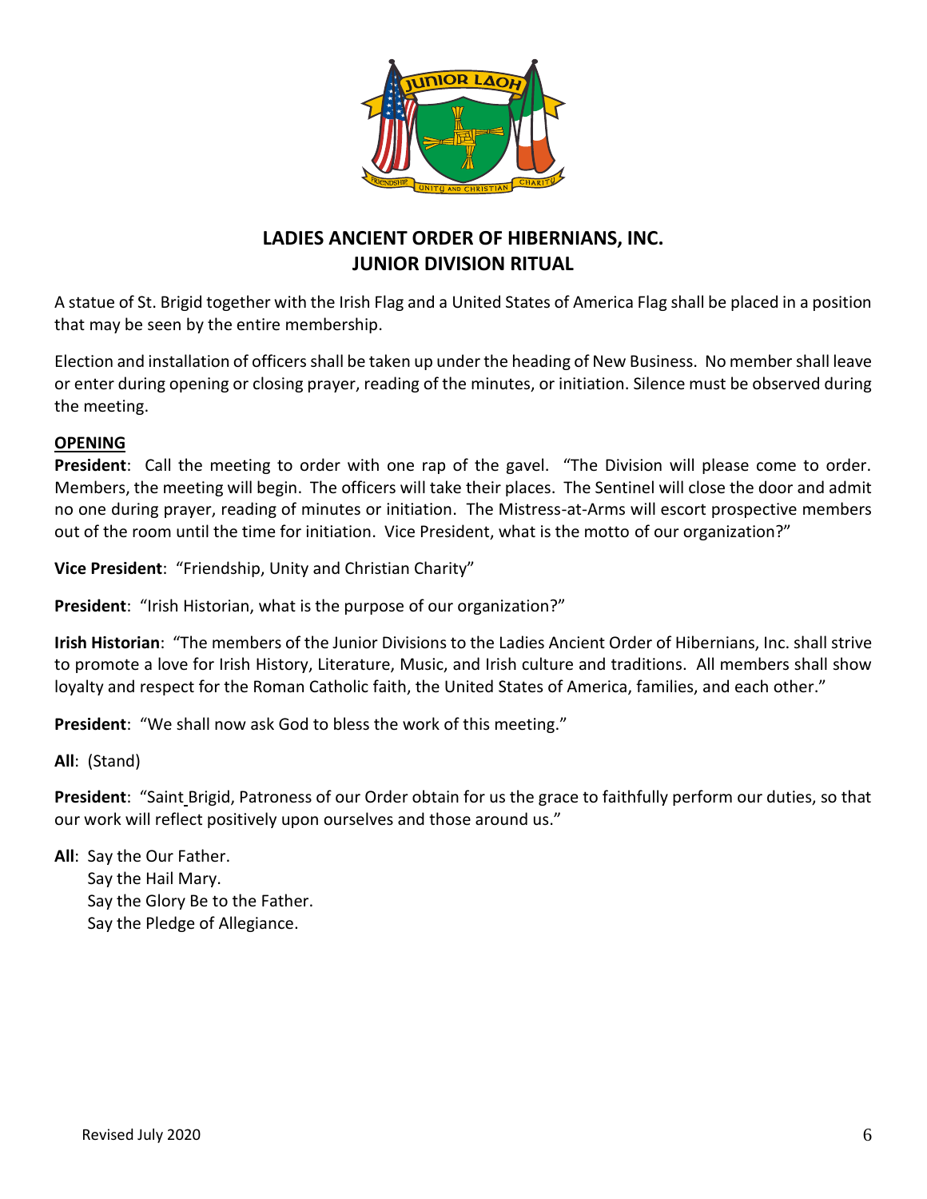# LADIES ANCIENT ORDER OF HIBERNIANS, INC.
# JUNIOR DIVISION RITUAL

A statue of St. Brigid together with the Irish Flag and a United States of America Flag shall be placed in a position that may be seen by the entire membership.

Election and installation of officers shall be taken up under the heading of New Business. No member shall leave or enter during opening or closing prayer, reading of the minutes, or initiation. Silence must be observed during the meeting.

## OPENING

**President**: Call the meeting to order with one rap of the gavel. "The Division will please come to order. Members, the meeting will begin. The officers will take their places. The Sentinel will close the door and admit no one during prayer, reading of minutes or initiation. The Mistress-at-Arms will escort prospective members out of the room until the time for initiation. Vice President, what is the motto of our organization?"

**Vice President**: "Friendship, Unity and Christian Charity"

**President**: "Irish Historian, what is the purpose of our organization?"

**Irish Historian**: "The members of the Junior Divisions to the Ladies Ancient Order of Hibernians, Inc. shall strive to promote a love for Irish History, Literature, Music, and Irish culture and traditions. All members shall show loyalty and respect for the Roman Catholic faith, the United States of America, families, and each other."

**President**: "We shall now ask God to bless the work of this meeting."

**All**: (Stand)

**President**: "Saint Brigid, Patroness of our Order obtain for us the grace to faithfully perform our duties, so that our work will reflect positively upon ourselves and those around us."

**All**: Say the Our Father.
Say the Hail Mary.
Say the Glory Be to the Father.
Say the Pledge of Allegiance.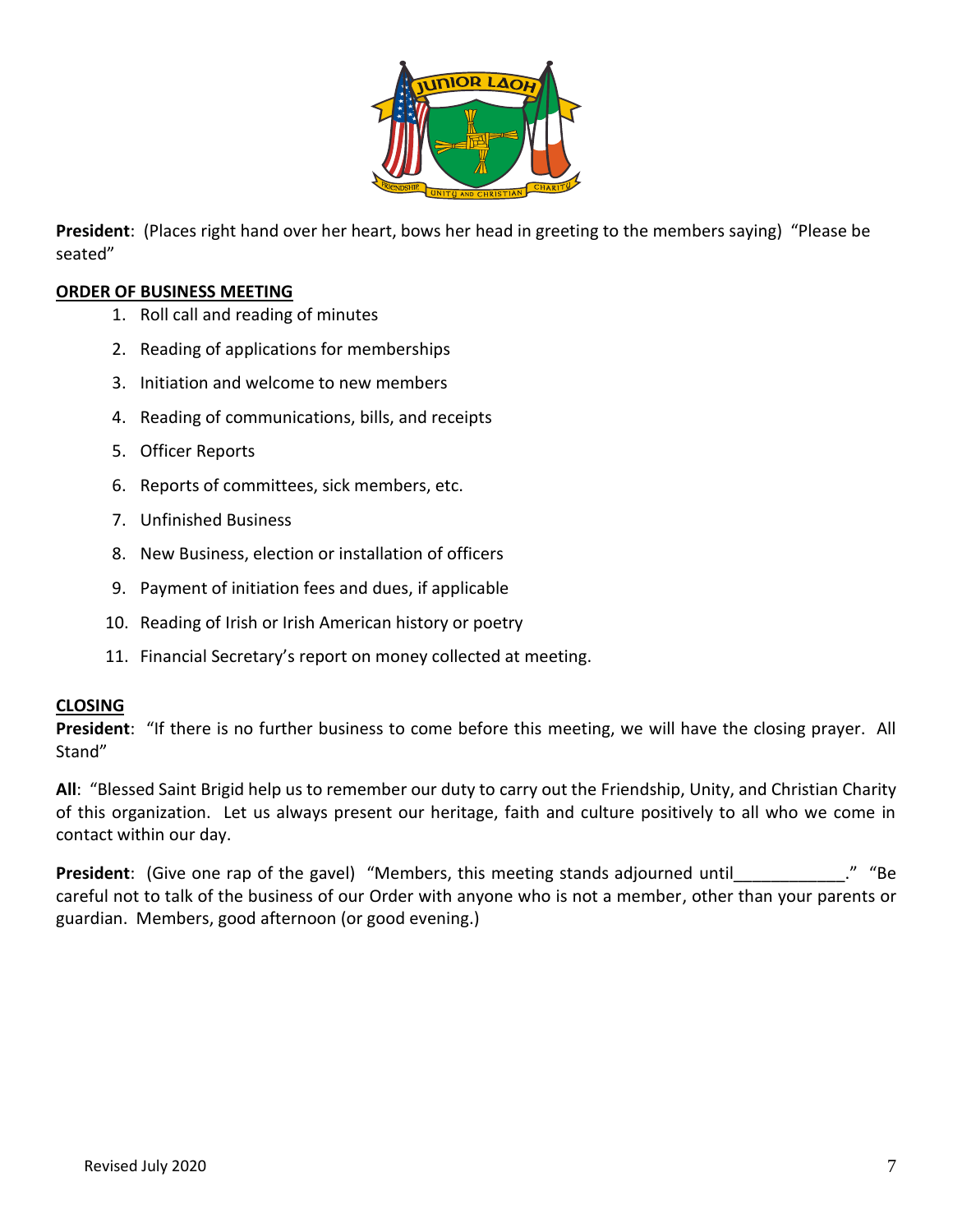**President**: (Places right hand over her heart, bows her head in greeting to the members saying) "Please be seated"

**ORDER OF BUSINESS MEETING**

1. Roll call and reading of minutes
2. Reading of applications for memberships
3. Initiation and welcome to new members
4. Reading of communications, bills, and receipts
5. Officer Reports
6. Reports of committees, sick members, etc.
7. Unfinished Business
8. New Business, election or installation of officers
9. Payment of initiation fees and dues, if applicable
10. Reading of Irish or Irish American history or poetry
11. Financial Secretary's report on money collected at meeting.

**CLOSING**

**President**: "If there is no further business to come before this meeting, we will have the closing prayer. All Stand"

**All**: "Blessed Saint Brigid help us to remember our duty to carry out the Friendship, Unity, and Christian Charity of this organization. Let us always present our heritage, faith and culture positively to all who we come in contact within our day.

**President**: (Give one rap of the gavel) "Members, this meeting stands adjourned until____________." "Be careful not to talk of the business of our Order with anyone who is not a member, other than your parents or guardian. Members, good afternoon (or good evening.)

Revised July 2020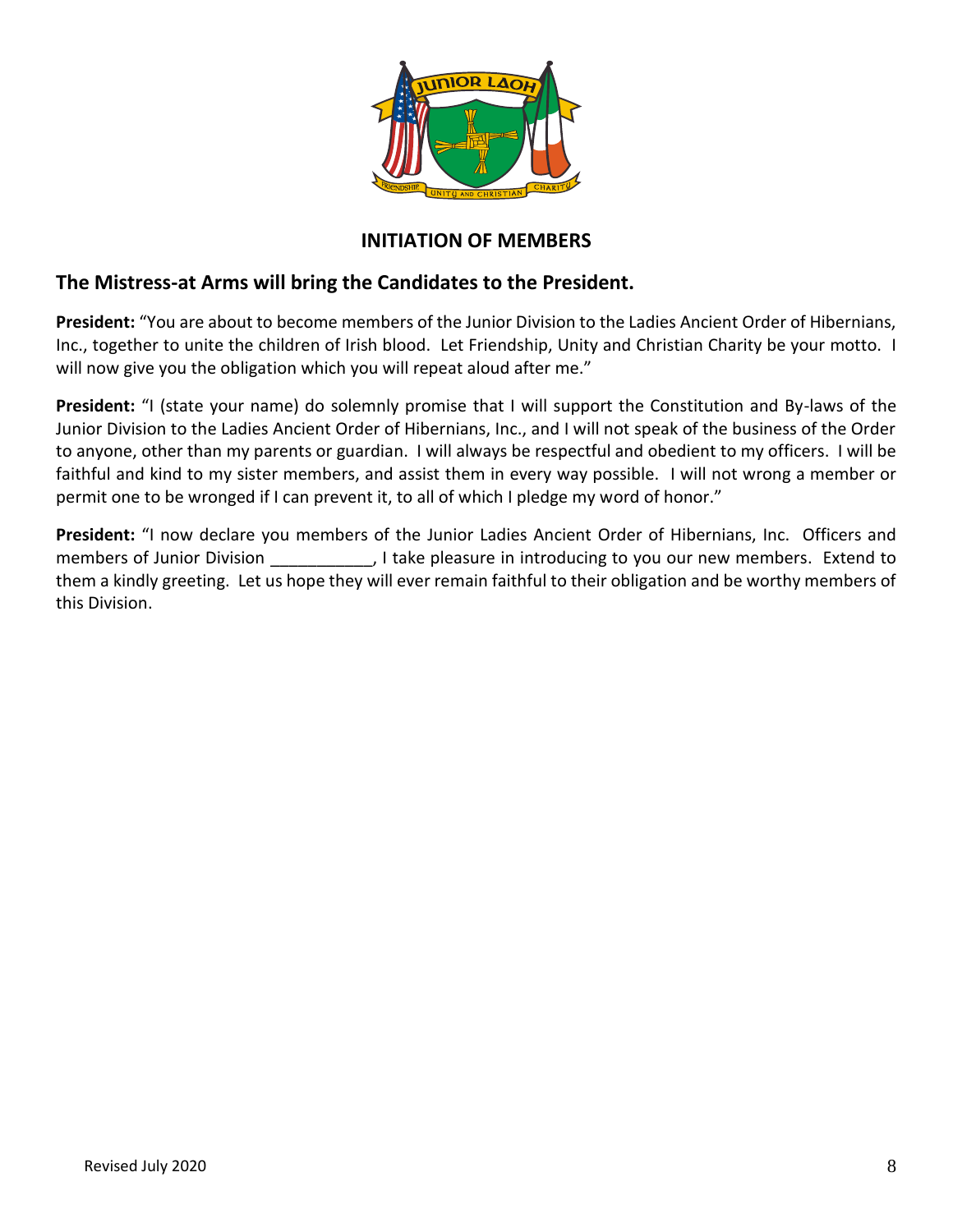## INITIATION OF MEMBERS

### The Mistress-at Arms will bring the Candidates to the President.

**President:** "You are about to become members of the Junior Division to the Ladies Ancient Order of Hibernians, Inc., together to unite the children of Irish blood. Let Friendship, Unity and Christian Charity be your motto. I will now give you the obligation which you will repeat aloud after me."

**President:** "I (state your name) do solemnly promise that I will support the Constitution and By-laws of the Junior Division to the Ladies Ancient Order of Hibernians, Inc., and I will not speak of the business of the Order to anyone, other than my parents or guardian. I will always be respectful and obedient to my officers. I will be faithful and kind to my sister members, and assist them in every way possible. I will not wrong a member or permit one to be wronged if I can prevent it, to all of which I pledge my word of honor."

**President:** "I now declare you members of the Junior Ladies Ancient Order of Hibernians, Inc. Officers and members of Junior Division ___________, I take pleasure in introducing to you our new members. Extend to them a kindly greeting. Let us hope they will ever remain faithful to their obligation and be worthy members of this Division.

Revised July 2020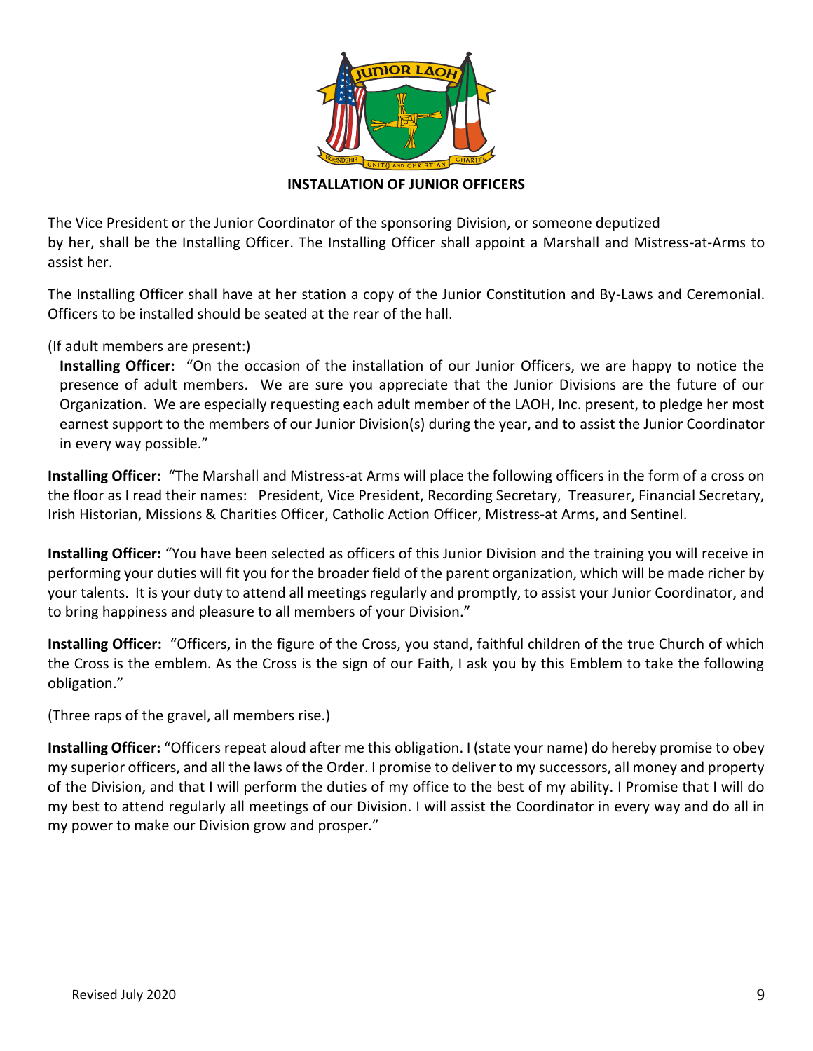## INSTALLATION OF JUNIOR OFFICERS

The Vice President or the Junior Coordinator of the sponsoring Division, or someone deputized by her, shall be the Installing Officer. The Installing Officer shall appoint a Marshall and Mistress-at-Arms to assist her.

The Installing Officer shall have at her station a copy of the Junior Constitution and By-Laws and Ceremonial. Officers to be installed should be seated at the rear of the hall.

(If adult members are present:)

**Installing Officer:** "On the occasion of the installation of our Junior Officers, we are happy to notice the presence of adult members. We are sure you appreciate that the Junior Divisions are the future of our Organization. We are especially requesting each adult member of the LAOH, Inc. present, to pledge her most earnest support to the members of our Junior Division(s) during the year, and to assist the Junior Coordinator in every way possible."

**Installing Officer:** "The Marshall and Mistress-at Arms will place the following officers in the form of a cross on the floor as I read their names: President, Vice President, Recording Secretary, Treasurer, Financial Secretary, Irish Historian, Missions & Charities Officer, Catholic Action Officer, Mistress-at Arms, and Sentinel.

**Installing Officer:** "You have been selected as officers of this Junior Division and the training you will receive in performing your duties will fit you for the broader field of the parent organization, which will be made richer by your talents. It is your duty to attend all meetings regularly and promptly, to assist your Junior Coordinator, and to bring happiness and pleasure to all members of your Division."

**Installing Officer:** "Officers, in the figure of the Cross, you stand, faithful children of the true Church of which the Cross is the emblem. As the Cross is the sign of our Faith, I ask you by this Emblem to take the following obligation."

(Three raps of the gravel, all members rise.)

**Installing Officer:** "Officers repeat aloud after me this obligation. I (state your name) do hereby promise to obey my superior officers, and all the laws of the Order. I promise to deliver to my successors, all money and property of the Division, and that I will perform the duties of my office to the best of my ability. I Promise that I will do my best to attend regularly all meetings of our Division. I will assist the Coordinator in every way and do all in my power to make our Division grow and prosper."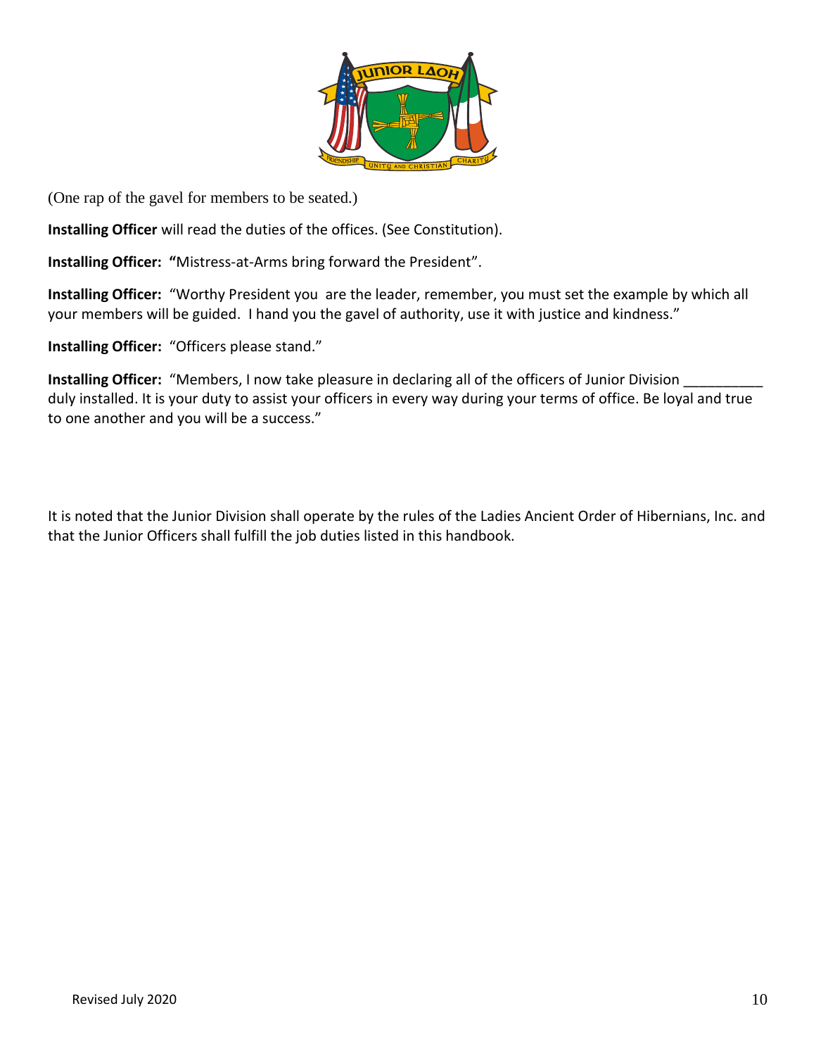(One rap of the gavel for members to be seated.)

**Installing Officer** will read the duties of the offices. (See Constitution).

**Installing Officer:** **"**Mistress-at-Arms bring forward the President".

**Installing Officer:** "Worthy President you are the leader, remember, you must set the example by which all your members will be guided. I hand you the gavel of authority, use it with justice and kindness."

**Installing Officer:** "Officers please stand."

**Installing Officer:** "Members, I now take pleasure in declaring all of the officers of Junior Division __________ duly installed. It is your duty to assist your officers in every way during your terms of office. Be loyal and true to one another and you will be a success."

It is noted that the Junior Division shall operate by the rules of the Ladies Ancient Order of Hibernians, Inc. and that the Junior Officers shall fulfill the job duties listed in this handbook.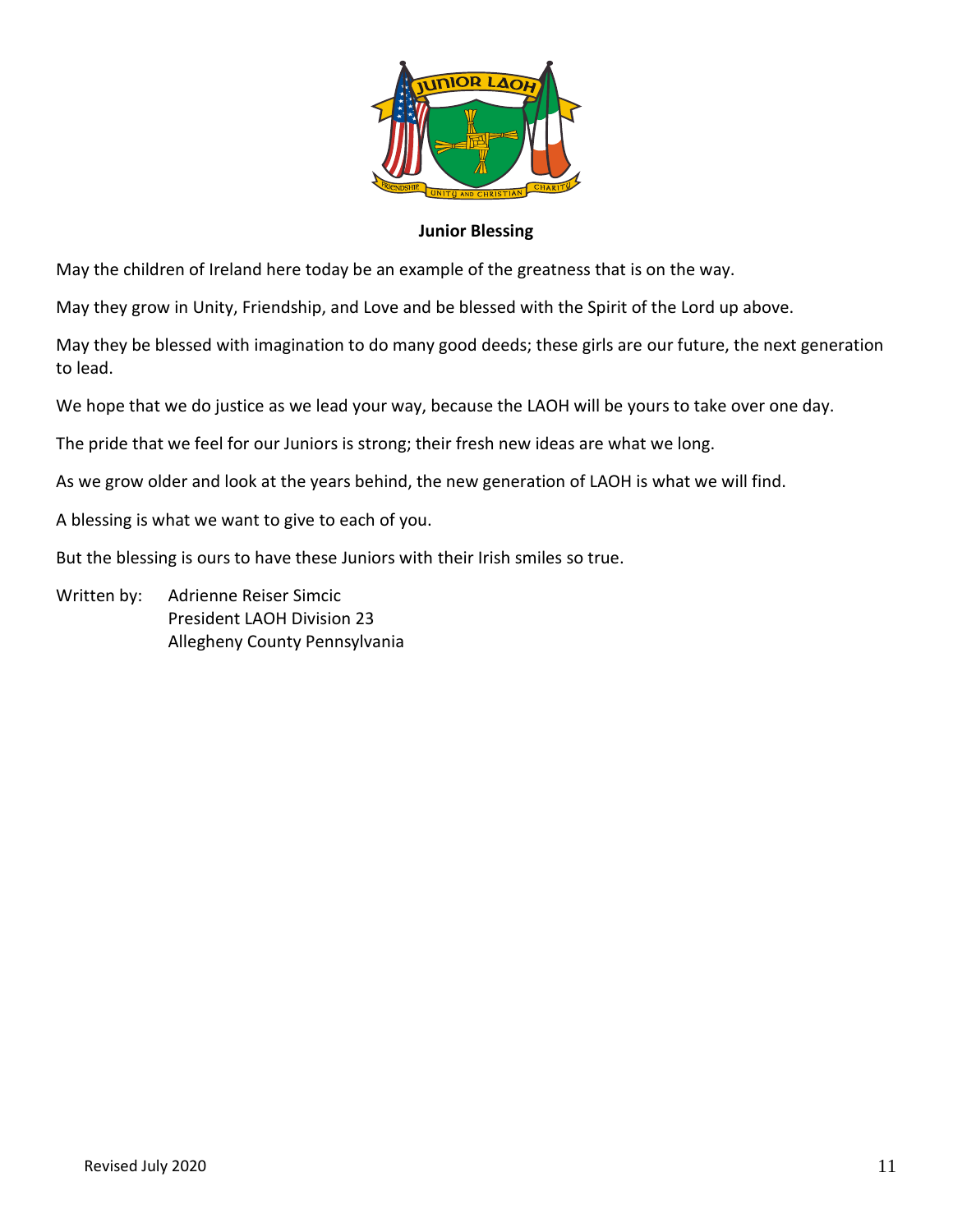**Junior Blessing**

May the children of Ireland here today be an example of the greatness that is on the way.

May they grow in Unity, Friendship, and Love and be blessed with the Spirit of the Lord up above.

May they be blessed with imagination to do many good deeds; these girls are our future, the next generation to lead.

We hope that we do justice as we lead your way, because the LAOH will be yours to take over one day.

The pride that we feel for our Juniors is strong; their fresh new ideas are what we long.

As we grow older and look at the years behind, the new generation of LAOH is what we will find.

A blessing is what we want to give to each of you.

But the blessing is ours to have these Juniors with their Irish smiles so true.

Written by: Adrienne Reiser Simcic
President LAOH Division 23
Allegheny County Pennsylvania

Revised July 2020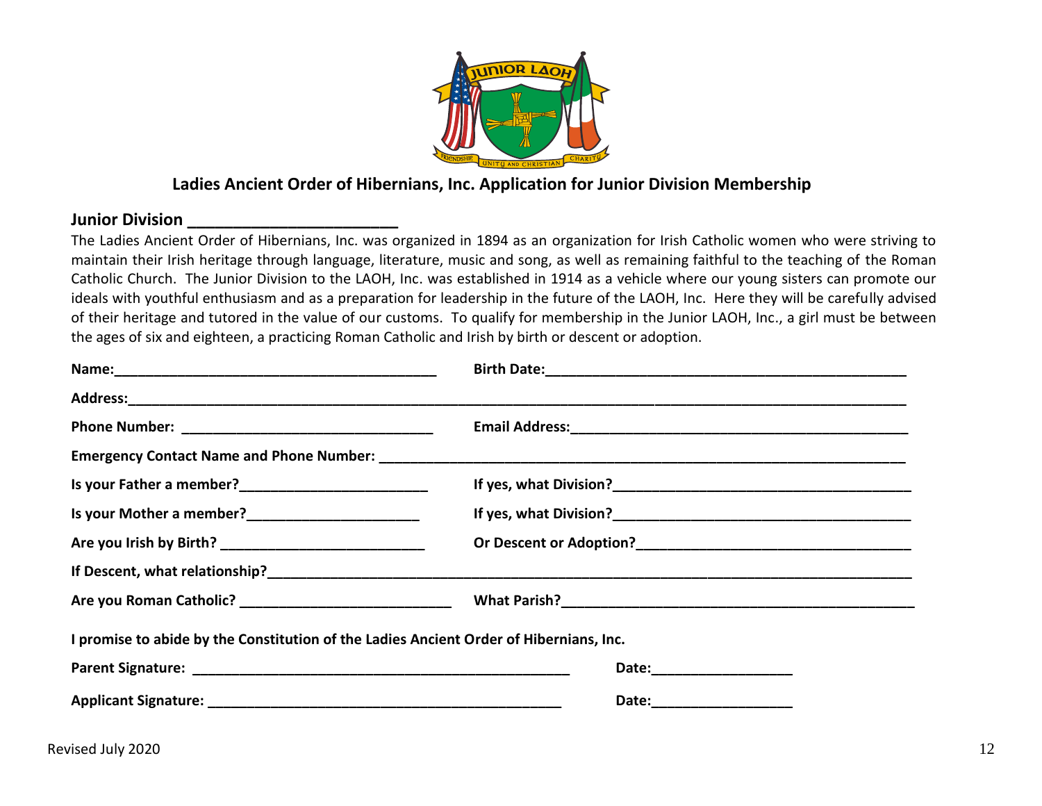## Ladies Ancient Order of Hibernians, Inc. Application for Junior Division Membership

**Junior Division \_\_\_\_\_\_\_\_\_\_\_\_\_\_\_\_\_\_\_\_\_\_\_**

The Ladies Ancient Order of Hibernians, Inc. was organized in 1894 as an organization for Irish Catholic women who were striving to maintain their Irish heritage through language, literature, music and song, as well as remaining faithful to the teaching of the Roman Catholic Church. The Junior Division to the LAOH, Inc. was established in 1914 as a vehicle where our young sisters can promote our ideals with youthful enthusiasm and as a preparation for leadership in the future of the LAOH, Inc. Here they will be carefully advised of their heritage and tutored in the value of our customs. To qualify for membership in the Junior LAOH, Inc., a girl must be between the ages of six and eighteen, a practicing Roman Catholic and Irish by birth or descent or adoption.

**Name:**\_\_\_\_\_\_\_\_\_\_\_\_\_\_\_\_\_\_\_\_\_\_\_\_\_\_\_\_\_\_\_\_\_\_\_\_\_\_\_ **Birth Date:**\_\_\_\_\_\_\_\_\_\_\_\_\_\_\_\_\_\_\_\_\_\_\_\_\_\_\_\_\_\_\_\_\_\_\_\_\_\_\_\_\_\_\_\_

**Address:**\_\_\_\_\_\_\_\_\_\_\_\_\_\_\_\_\_\_\_\_\_\_\_\_\_\_\_\_\_\_\_\_\_\_\_\_\_\_\_\_\_\_\_\_\_\_\_\_\_\_\_\_\_\_\_\_\_\_\_\_\_\_\_\_\_\_\_\_\_\_\_\_\_\_\_\_\_\_\_\_\_\_\_\_

**Phone Number:** \_\_\_\_\_\_\_\_\_\_\_\_\_\_\_\_\_\_\_\_\_\_\_\_\_\_\_\_\_\_\_\_ **Email Address:**\_\_\_\_\_\_\_\_\_\_\_\_\_\_\_\_\_\_\_\_\_\_\_\_\_\_\_\_\_\_\_\_\_\_\_\_\_\_\_\_\_

**Emergency Contact Name and Phone Number:** \_\_\_\_\_\_\_\_\_\_\_\_\_\_\_\_\_\_\_\_\_\_\_\_\_\_\_\_\_\_\_\_\_\_\_\_\_\_\_\_\_\_\_\_\_\_\_\_\_\_\_\_\_\_\_\_\_\_\_\_\_\_\_\_

**Is your Father a member?**\_\_\_\_\_\_\_\_\_\_\_\_\_\_\_\_\_\_\_\_\_\_\_\_ **If yes, what Division?**\_\_\_\_\_\_\_\_\_\_\_\_\_\_\_\_\_\_\_\_\_\_\_\_\_\_\_\_\_\_\_\_\_\_\_\_\_

**Is your Mother a member?**\_\_\_\_\_\_\_\_\_\_\_\_\_\_\_\_\_\_\_\_\_\_ **If yes, what Division?**\_\_\_\_\_\_\_\_\_\_\_\_\_\_\_\_\_\_\_\_\_\_\_\_\_\_\_\_\_\_\_\_\_\_\_\_\_

**Are you Irish by Birth?** \_\_\_\_\_\_\_\_\_\_\_\_\_\_\_\_\_\_\_\_\_\_\_\_\_\_ **Or Descent or Adoption?**\_\_\_\_\_\_\_\_\_\_\_\_\_\_\_\_\_\_\_\_\_\_\_\_\_\_\_\_\_\_\_\_\_\_

**If Descent, what relationship?**\_\_\_\_\_\_\_\_\_\_\_\_\_\_\_\_\_\_\_\_\_\_\_\_\_\_\_\_\_\_\_\_\_\_\_\_\_\_\_\_\_\_\_\_\_\_\_\_\_\_\_\_\_\_\_\_\_\_\_\_\_\_\_\_\_\_\_\_\_\_\_\_\_\_\_\_\_\_\_

**Are you Roman Catholic?** \_\_\_\_\_\_\_\_\_\_\_\_\_\_\_\_\_\_\_\_\_\_\_\_\_\_\_ **What Parish?**\_\_\_\_\_\_\_\_\_\_\_\_\_\_\_\_\_\_\_\_\_\_\_\_\_\_\_\_\_\_\_\_\_\_\_\_\_\_\_\_\_\_\_\_\_\_

**I promise to abide by the Constitution of the Ladies Ancient Order of Hibernians, Inc.**

**Parent Signature:** \_\_\_\_\_\_\_\_\_\_\_\_\_\_\_\_\_\_\_\_\_\_\_\_\_\_\_\_\_\_\_\_\_\_\_\_\_\_\_\_\_\_\_\_\_\_\_\_\_ **Date:**\_\_\_\_\_\_\_\_\_\_\_\_\_\_\_\_\_\_

**Applicant Signature:** \_\_\_\_\_\_\_\_\_\_\_\_\_\_\_\_\_\_\_\_\_\_\_\_\_\_\_\_\_\_\_\_\_\_\_\_\_\_\_\_\_\_\_\_\_ **Date:**\_\_\_\_\_\_\_\_\_\_\_\_\_\_\_\_\_\_

Revised July 2020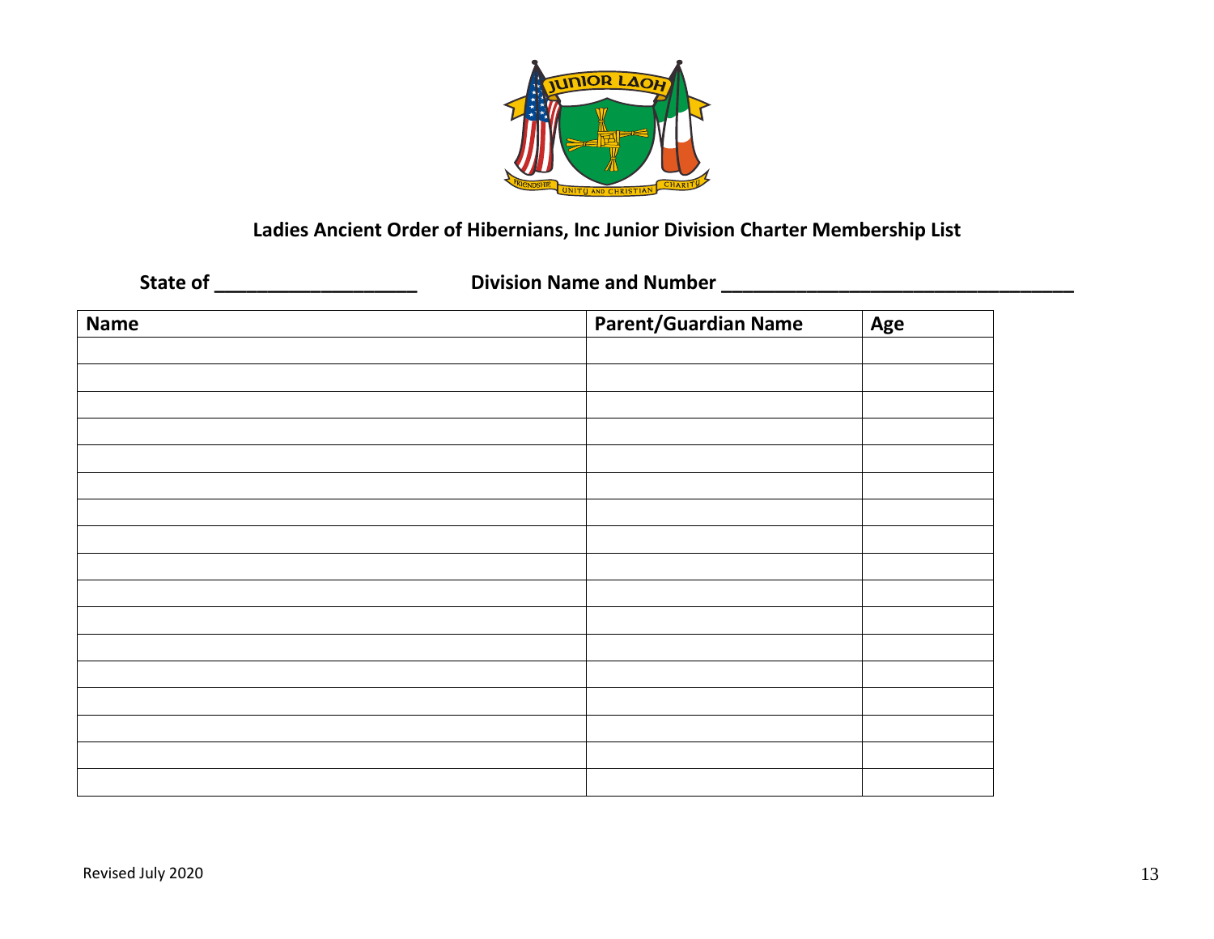**Ladies Ancient Order of Hibernians, Inc Junior Division Charter Membership List**

**State of ___________________** **Division Name and Number _________________________________**

| Name | Parent/Guardian Name | Age |
|---|---|---|
| | | |
| | | |
| | | |
| | | |
| | | |
| | | |
| | | |
| | | |
| | | |
| | | |
| | | |
| | | |
| | | |
| | | |
| | | |
| | | |
| | | |

Revised July 2020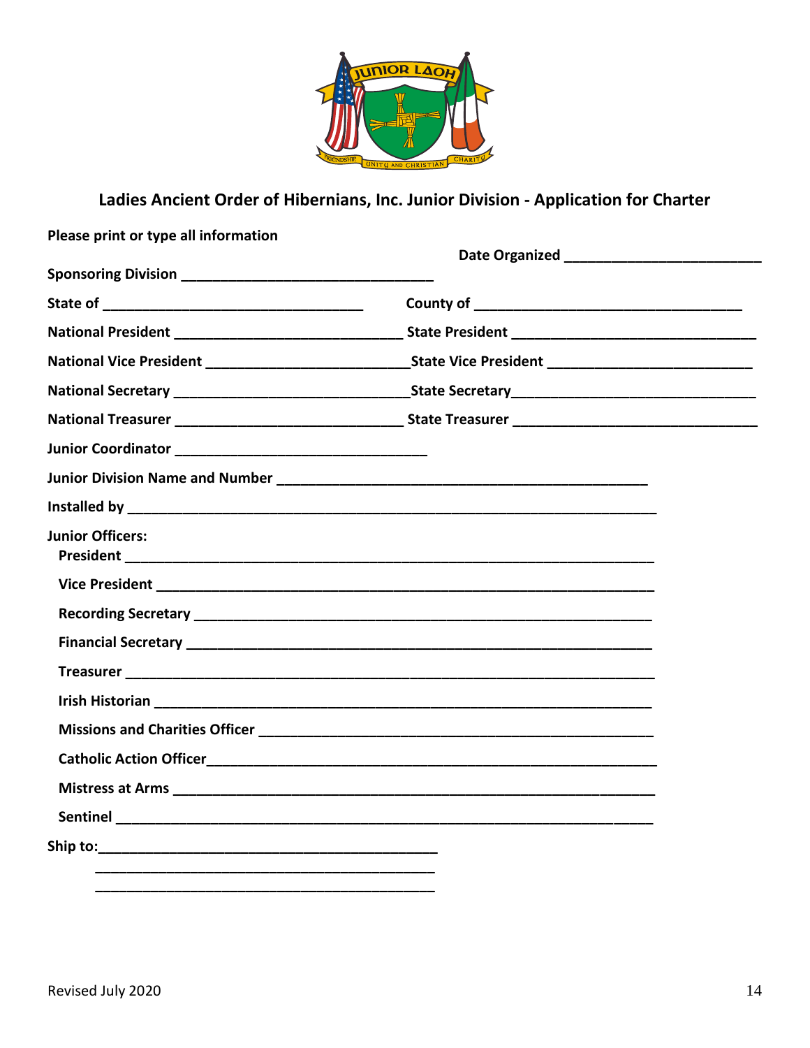## Ladies Ancient Order of Hibernians, Inc. Junior Division - Application for Charter

**Please print or type all information**

**Date Organized** ___________________________

**Sponsoring Division** _________________________________

**State of** _________________________________ **County of** _________________________________

**National President** _____________________________ **State President** _____________________________

**National Vice President** _________________________ **State Vice President** _________________________

**National Secretary** _____________________________ **State Secretary** _____________________________

**National Treasurer** _____________________________ **State Treasurer** _____________________________

**Junior Coordinator** _________________________________

**Junior Division Name and Number** ______________________________________________

**Installed by** _________________________________________________________________

**Junior Officers:**

- **President** _________________________________________________________________
- **Vice President** _____________________________________________________________
- **Recording Secretary** _________________________________________________________
- **Financial Secretary** _________________________________________________________
- **Treasurer** _________________________________________________________________
- **Irish Historian** _____________________________________________________________
- **Missions and Charities Officer** ______________________________________________
- **Catholic Action Officer** _____________________________________________________
- **Mistress at Arms** ___________________________________________________________
- **Sentinel** __________________________________________________________________

**Ship to:** ___________________________________________

___________________________________________

___________________________________________

Revised July 2020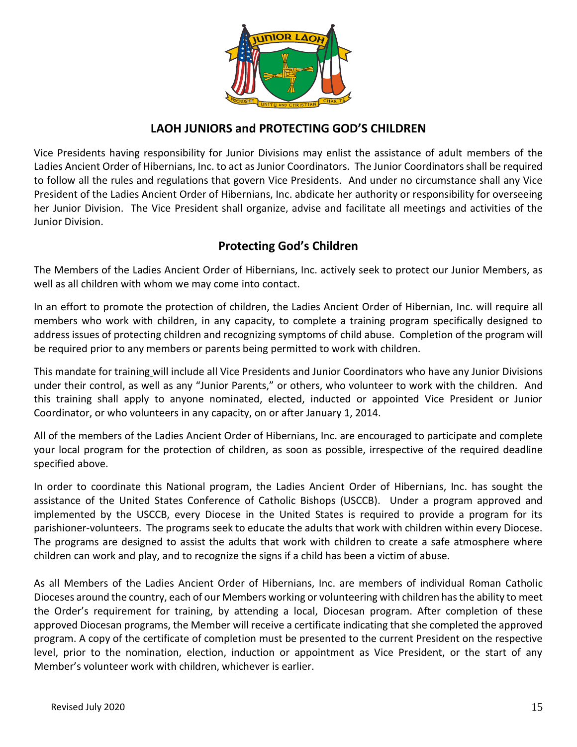## LAOH JUNIORS and PROTECTING GOD'S CHILDREN

Vice Presidents having responsibility for Junior Divisions may enlist the assistance of adult members of the Ladies Ancient Order of Hibernians, Inc. to act as Junior Coordinators. The Junior Coordinators shall be required to follow all the rules and regulations that govern Vice Presidents. And under no circumstance shall any Vice President of the Ladies Ancient Order of Hibernians, Inc. abdicate her authority or responsibility for overseeing her Junior Division. The Vice President shall organize, advise and facilitate all meetings and activities of the Junior Division.

## Protecting God's Children

The Members of the Ladies Ancient Order of Hibernians, Inc. actively seek to protect our Junior Members, as well as all children with whom we may come into contact.

In an effort to promote the protection of children, the Ladies Ancient Order of Hibernian, Inc. will require all members who work with children, in any capacity, to complete a training program specifically designed to address issues of protecting children and recognizing symptoms of child abuse. Completion of the program will be required prior to any members or parents being permitted to work with children.

This mandate for training will include all Vice Presidents and Junior Coordinators who have any Junior Divisions under their control, as well as any "Junior Parents," or others, who volunteer to work with the children. And this training shall apply to anyone nominated, elected, inducted or appointed Vice President or Junior Coordinator, or who volunteers in any capacity, on or after January 1, 2014.

All of the members of the Ladies Ancient Order of Hibernians, Inc. are encouraged to participate and complete your local program for the protection of children, as soon as possible, irrespective of the required deadline specified above.

In order to coordinate this National program, the Ladies Ancient Order of Hibernians, Inc. has sought the assistance of the United States Conference of Catholic Bishops (USCCB). Under a program approved and implemented by the USCCB, every Diocese in the United States is required to provide a program for its parishioner-volunteers. The programs seek to educate the adults that work with children within every Diocese. The programs are designed to assist the adults that work with children to create a safe atmosphere where children can work and play, and to recognize the signs if a child has been a victim of abuse.

As all Members of the Ladies Ancient Order of Hibernians, Inc. are members of individual Roman Catholic Dioceses around the country, each of our Members working or volunteering with children has the ability to meet the Order's requirement for training, by attending a local, Diocesan program. After completion of these approved Diocesan programs, the Member will receive a certificate indicating that she completed the approved program. A copy of the certificate of completion must be presented to the current President on the respective level, prior to the nomination, election, induction or appointment as Vice President, or the start of any Member's volunteer work with children, whichever is earlier.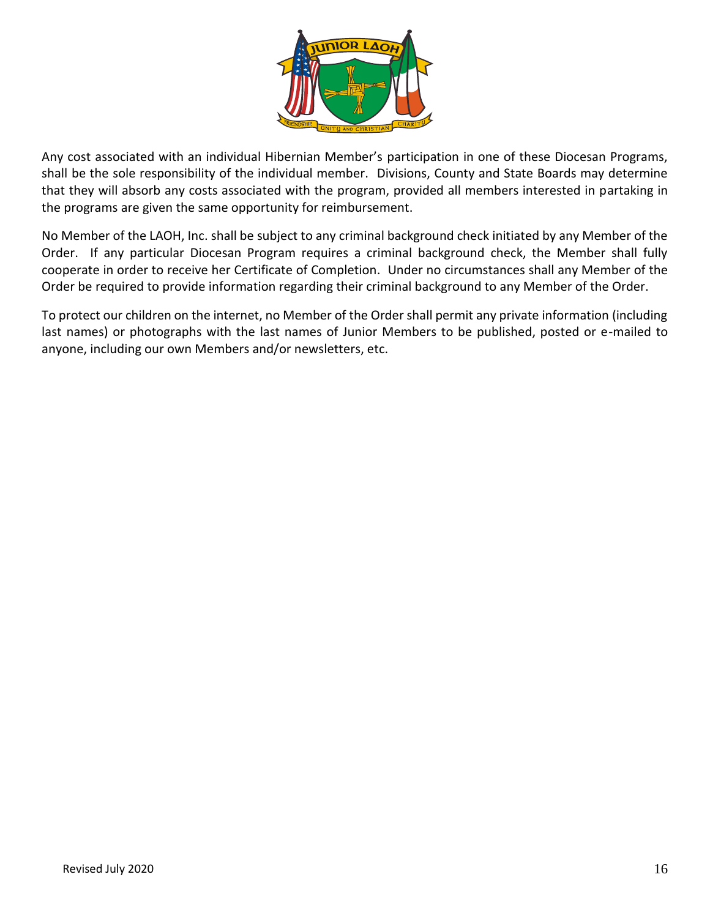Any cost associated with an individual Hibernian Member's participation in one of these Diocesan Programs, shall be the sole responsibility of the individual member. Divisions, County and State Boards may determine that they will absorb any costs associated with the program, provided all members interested in partaking in the programs are given the same opportunity for reimbursement.

No Member of the LAOH, Inc. shall be subject to any criminal background check initiated by any Member of the Order. If any particular Diocesan Program requires a criminal background check, the Member shall fully cooperate in order to receive her Certificate of Completion. Under no circumstances shall any Member of the Order be required to provide information regarding their criminal background to any Member of the Order.

To protect our children on the internet, no Member of the Order shall permit any private information (including last names) or photographs with the last names of Junior Members to be published, posted or e-mailed to anyone, including our own Members and/or newsletters, etc.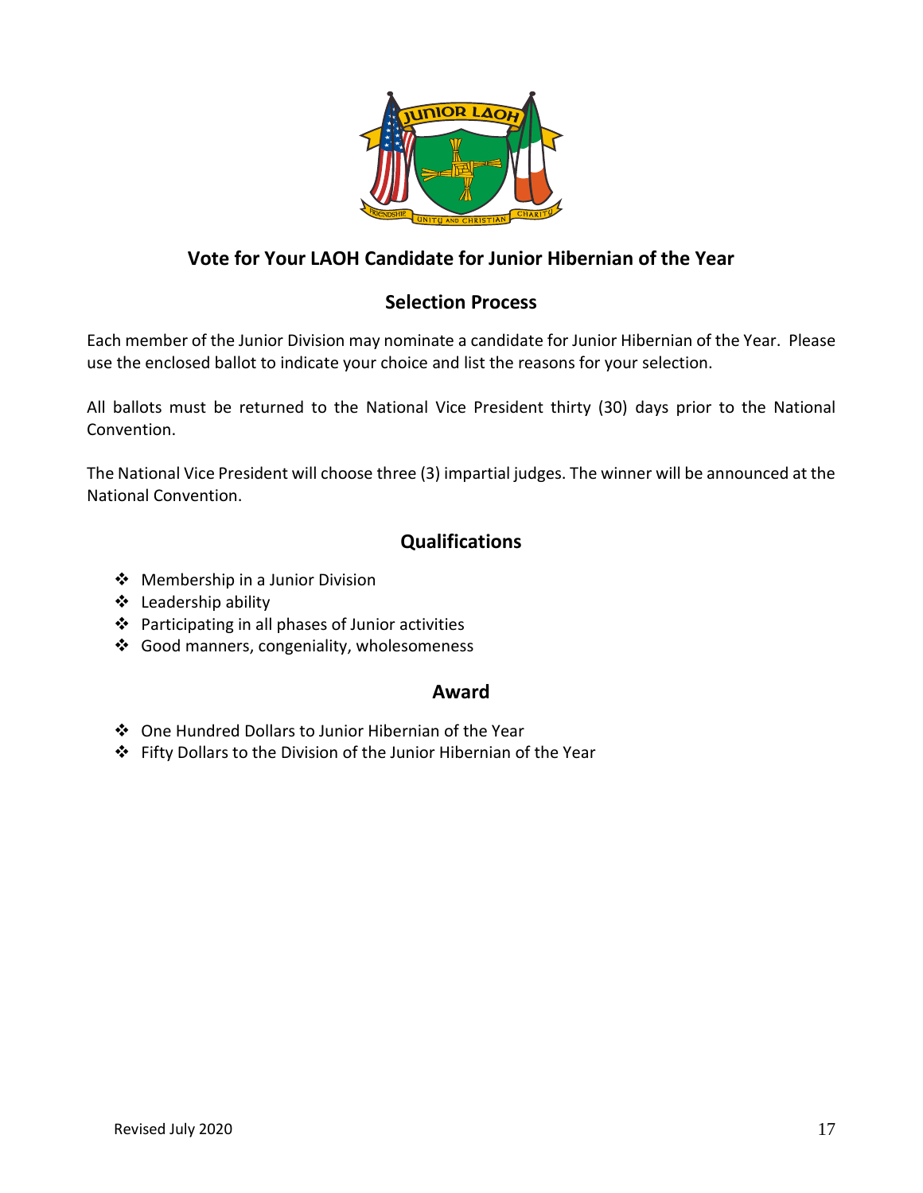## Vote for Your LAOH Candidate for Junior Hibernian of the Year

### Selection Process

Each member of the Junior Division may nominate a candidate for Junior Hibernian of the Year. Please use the enclosed ballot to indicate your choice and list the reasons for your selection.

All ballots must be returned to the National Vice President thirty (30) days prior to the National Convention.

The National Vice President will choose three (3) impartial judges. The winner will be announced at the National Convention.

### Qualifications

- Membership in a Junior Division
- Leadership ability
- Participating in all phases of Junior activities
- Good manners, congeniality, wholesomeness

### Award

- One Hundred Dollars to Junior Hibernian of the Year
- Fifty Dollars to the Division of the Junior Hibernian of the Year

Revised July 2020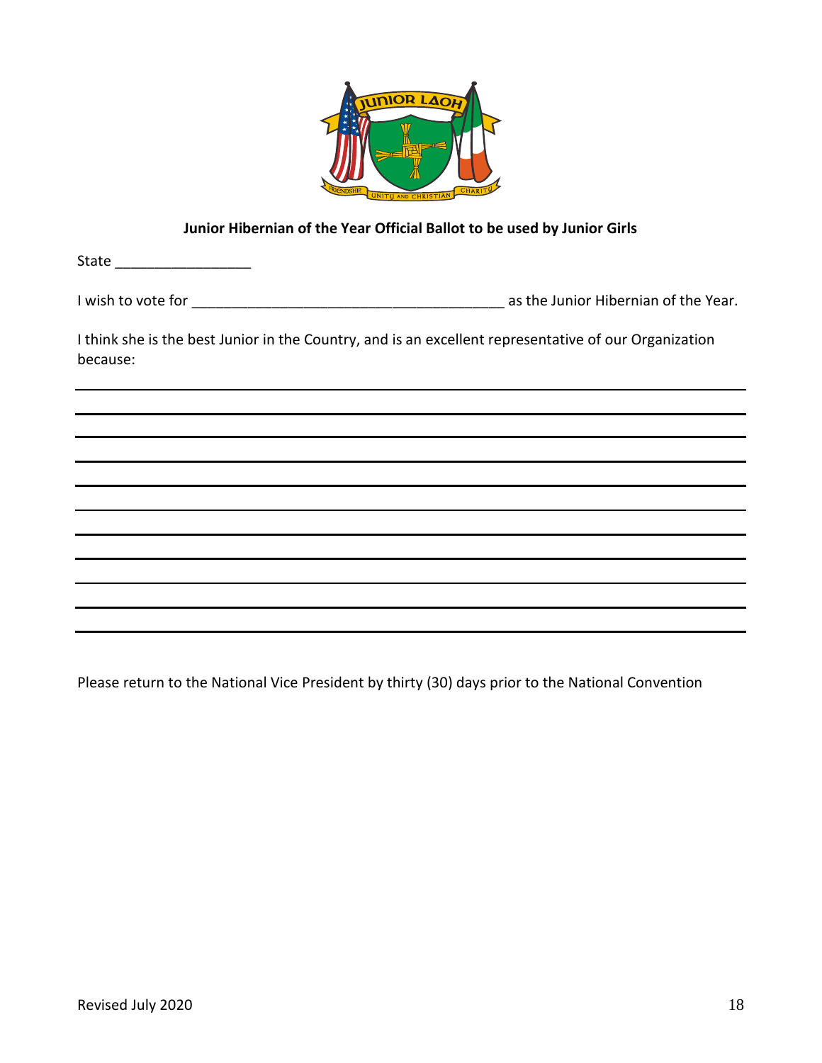**Junior Hibernian of the Year Official Ballot to be used by Junior Girls**

State _________________

I wish to vote for _______________________________________ as the Junior Hibernian of the Year.

I think she is the best Junior in the Country, and is an excellent representative of our Organization because:

___________________________________________________________________________

___________________________________________________________________________

___________________________________________________________________________

___________________________________________________________________________

___________________________________________________________________________

___________________________________________________________________________

___________________________________________________________________________

___________________________________________________________________________

___________________________________________________________________________

___________________________________________________________________________

___________________________________________________________________________

Please return to the National Vice President by thirty (30) days prior to the National Convention

Revised July 2020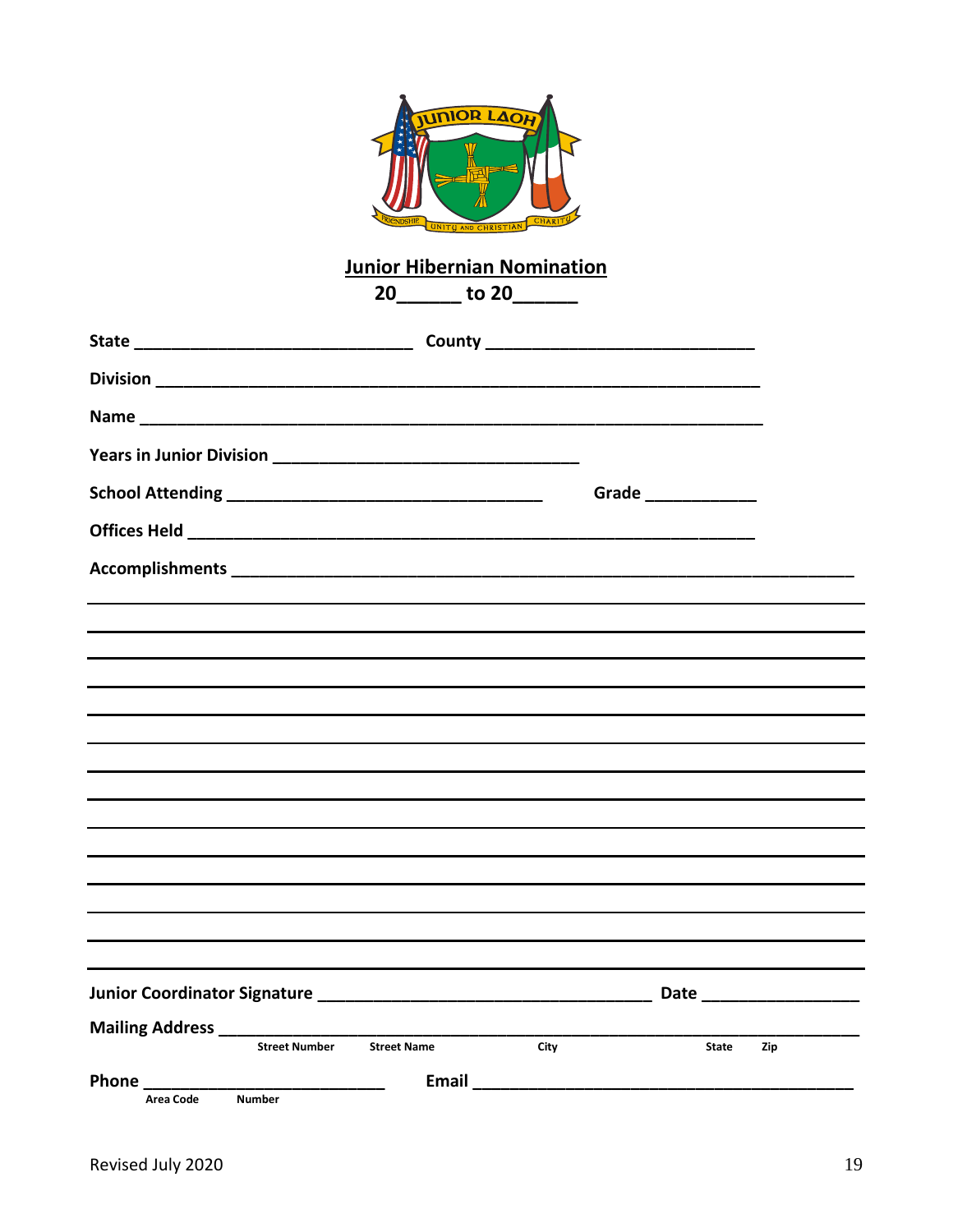# Junior Hibernian Nomination

**20______ to 20______**

**State** ______________________________ **County** _____________________________

**Division** _________________________________________________________________

**Name** ___________________________________________________________________

**Years in Junior Division** _________________________________

**School Attending** __________________________________ **Grade** ___________

**Offices Held** ______________________________________________________________

**Accomplishments** ___________________________________________________________________

_____________________________________________________________________________________

_____________________________________________________________________________________

_____________________________________________________________________________________

_____________________________________________________________________________________

_____________________________________________________________________________________

_____________________________________________________________________________________

_____________________________________________________________________________________

_____________________________________________________________________________________

_____________________________________________________________________________________

_____________________________________________________________________________________

_____________________________________________________________________________________

_____________________________________________________________________________________

_____________________________________________________________________________________

**Junior Coordinator Signature** ____________________________________ **Date** _______________

**Mailing Address** ___________________________________________________________________
Street Number    Street Name    City    State    Zip

**Phone** __________________________ **Email** ________________________________________
Area Code    Number

Revised July 2020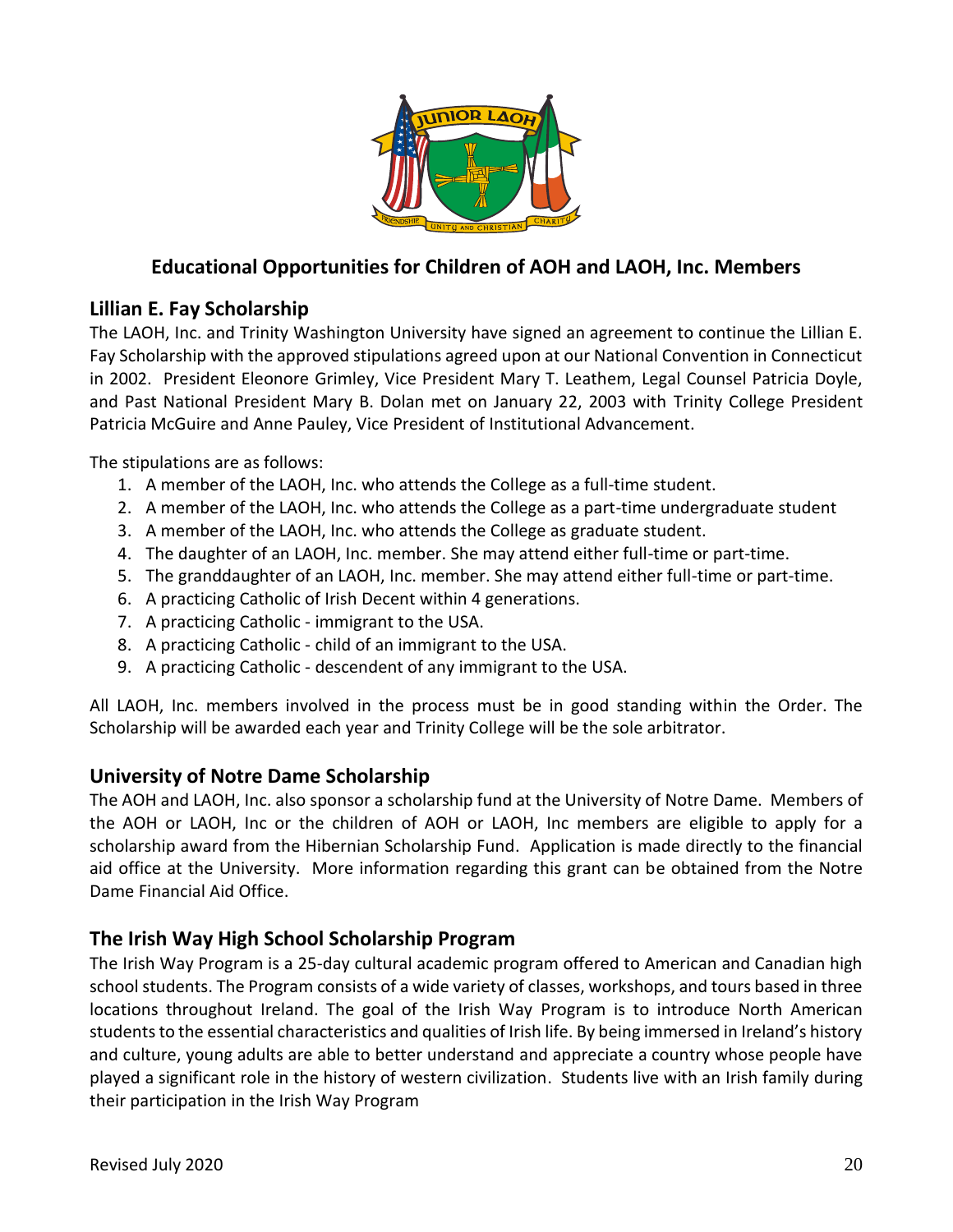## Educational Opportunities for Children of AOH and LAOH, Inc. Members

### Lillian E. Fay Scholarship

The LAOH, Inc. and Trinity Washington University have signed an agreement to continue the Lillian E. Fay Scholarship with the approved stipulations agreed upon at our National Convention in Connecticut in 2002. President Eleonore Grimley, Vice President Mary T. Leathem, Legal Counsel Patricia Doyle, and Past National President Mary B. Dolan met on January 22, 2003 with Trinity College President Patricia McGuire and Anne Pauley, Vice President of Institutional Advancement.

The stipulations are as follows:

1. A member of the LAOH, Inc. who attends the College as a full-time student.
2. A member of the LAOH, Inc. who attends the College as a part-time undergraduate student
3. A member of the LAOH, Inc. who attends the College as graduate student.
4. The daughter of an LAOH, Inc. member. She may attend either full-time or part-time.
5. The granddaughter of an LAOH, Inc. member. She may attend either full-time or part-time.
6. A practicing Catholic of Irish Decent within 4 generations.
7. A practicing Catholic - immigrant to the USA.
8. A practicing Catholic - child of an immigrant to the USA.
9. A practicing Catholic - descendent of any immigrant to the USA.

All LAOH, Inc. members involved in the process must be in good standing within the Order. The Scholarship will be awarded each year and Trinity College will be the sole arbitrator.

### University of Notre Dame Scholarship

The AOH and LAOH, Inc. also sponsor a scholarship fund at the University of Notre Dame. Members of the AOH or LAOH, Inc or the children of AOH or LAOH, Inc members are eligible to apply for a scholarship award from the Hibernian Scholarship Fund. Application is made directly to the financial aid office at the University. More information regarding this grant can be obtained from the Notre Dame Financial Aid Office.

### The Irish Way High School Scholarship Program

The Irish Way Program is a 25-day cultural academic program offered to American and Canadian high school students. The Program consists of a wide variety of classes, workshops, and tours based in three locations throughout Ireland. The goal of the Irish Way Program is to introduce North American students to the essential characteristics and qualities of Irish life. By being immersed in Ireland's history and culture, young adults are able to better understand and appreciate a country whose people have played a significant role in the history of western civilization. Students live with an Irish family during their participation in the Irish Way Program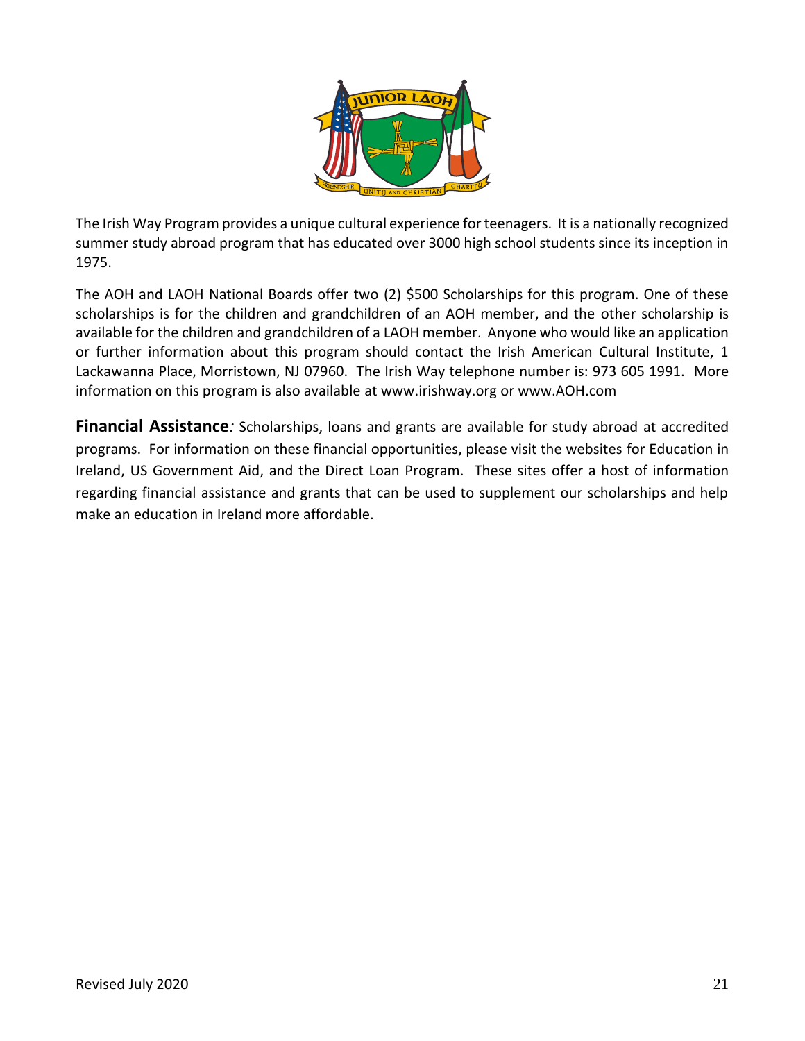The Irish Way Program provides a unique cultural experience for teenagers. It is a nationally recognized summer study abroad program that has educated over 3000 high school students since its inception in 1975.

The AOH and LAOH National Boards offer two (2) $500 Scholarships for this program. One of these scholarships is for the children and grandchildren of an AOH member, and the other scholarship is available for the children and grandchildren of a LAOH member. Anyone who would like an application or further information about this program should contact the Irish American Cultural Institute, 1 Lackawanna Place, Morristown, NJ 07960. The Irish Way telephone number is: 973 605 1991. More information on this program is also available at www.irishway.org or www.AOH.com

**Financial Assistance***:* Scholarships, loans and grants are available for study abroad at accredited programs. For information on these financial opportunities, please visit the websites for Education in Ireland, US Government Aid, and the Direct Loan Program. These sites offer a host of information regarding financial assistance and grants that can be used to supplement our scholarships and help make an education in Ireland more affordable.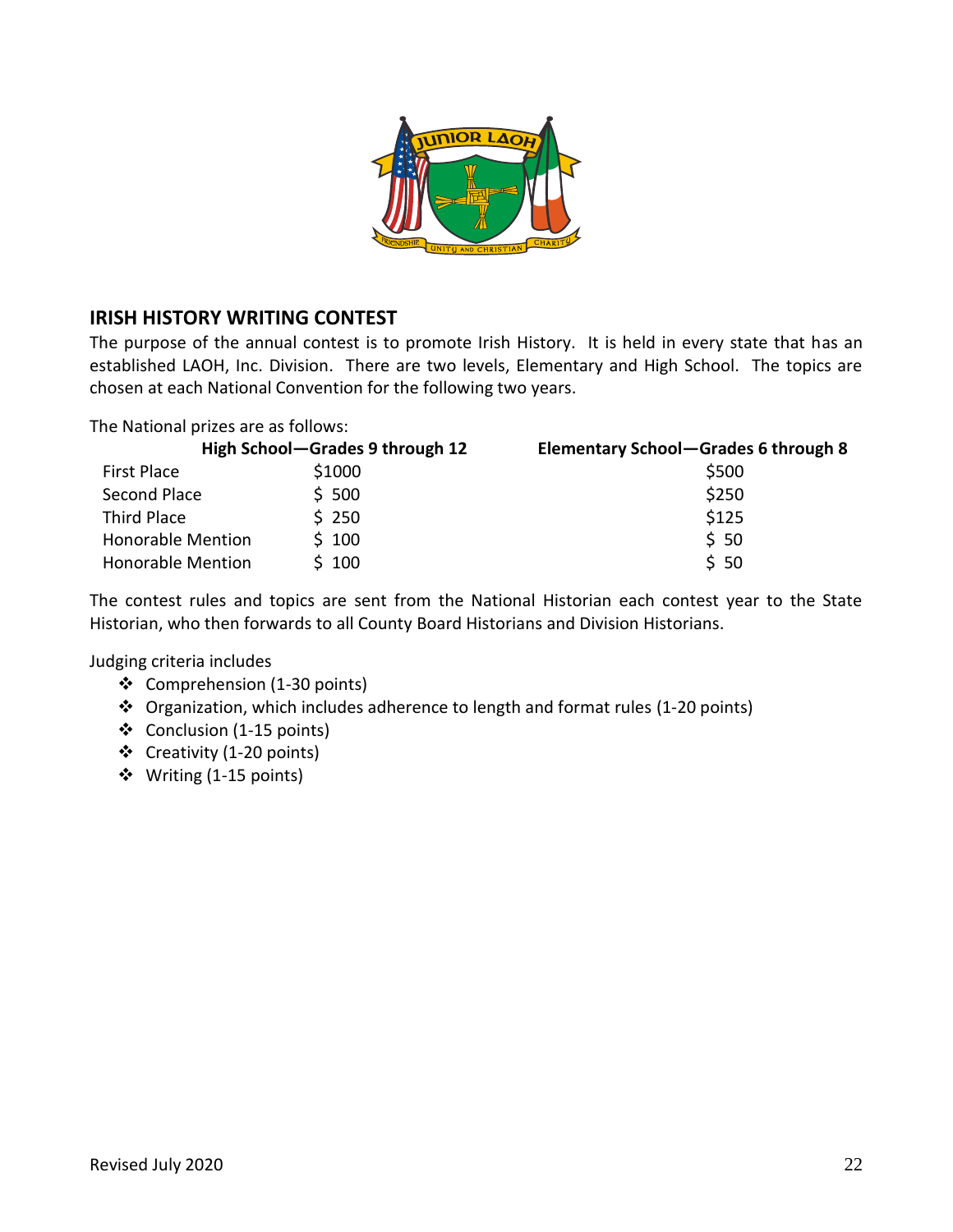## IRISH HISTORY WRITING CONTEST

The purpose of the annual contest is to promote Irish History. It is held in every state that has an established LAOH, Inc. Division. There are two levels, Elementary and High School. The topics are chosen at each National Convention for the following two years.

The National prizes are as follows:

| | High School—Grades 9 through 12 | Elementary School—Grades 6 through 8 |
|---|---|---|
| First Place | $1000 | $500 |
| Second Place | $ 500 | $250 |
| Third Place | $ 250 | $125 |
| Honorable Mention | $ 100 | $ 50 |
| Honorable Mention | $ 100 | $ 50 |

The contest rules and topics are sent from the National Historian each contest year to the State Historian, who then forwards to all County Board Historians and Division Historians.

Judging criteria includes

- Comprehension (1-30 points)
- Organization, which includes adherence to length and format rules (1-20 points)
- Conclusion (1-15 points)
- Creativity (1-20 points)
- Writing (1-15 points)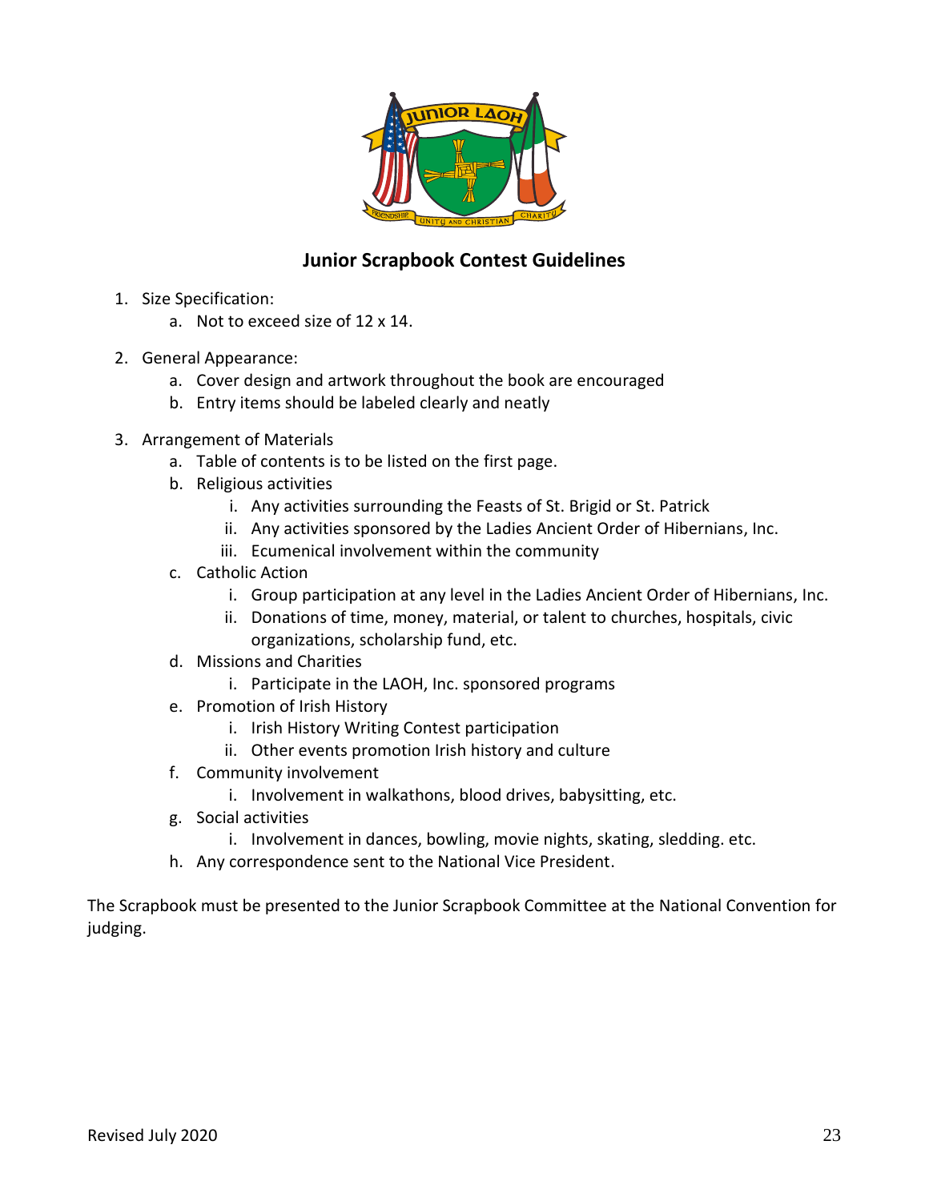## Junior Scrapbook Contest Guidelines

1. Size Specification:
    a. Not to exceed size of 12 x 14.
2. General Appearance:
    a. Cover design and artwork throughout the book are encouraged
    b. Entry items should be labeled clearly and neatly
3. Arrangement of Materials
    a. Table of contents is to be listed on the first page.
    b. Religious activities
        i. Any activities surrounding the Feasts of St. Brigid or St. Patrick
        ii. Any activities sponsored by the Ladies Ancient Order of Hibernians, Inc.
        iii. Ecumenical involvement within the community
    c. Catholic Action
        i. Group participation at any level in the Ladies Ancient Order of Hibernians, Inc.
        ii. Donations of time, money, material, or talent to churches, hospitals, civic organizations, scholarship fund, etc.
    d. Missions and Charities
        i. Participate in the LAOH, Inc. sponsored programs
    e. Promotion of Irish History
        i. Irish History Writing Contest participation
        ii. Other events promotion Irish history and culture
    f. Community involvement
        i. Involvement in walkathons, blood drives, babysitting, etc.
    g. Social activities
        i. Involvement in dances, bowling, movie nights, skating, sledding. etc.
    h. Any correspondence sent to the National Vice President.

The Scrapbook must be presented to the Junior Scrapbook Committee at the National Convention for judging.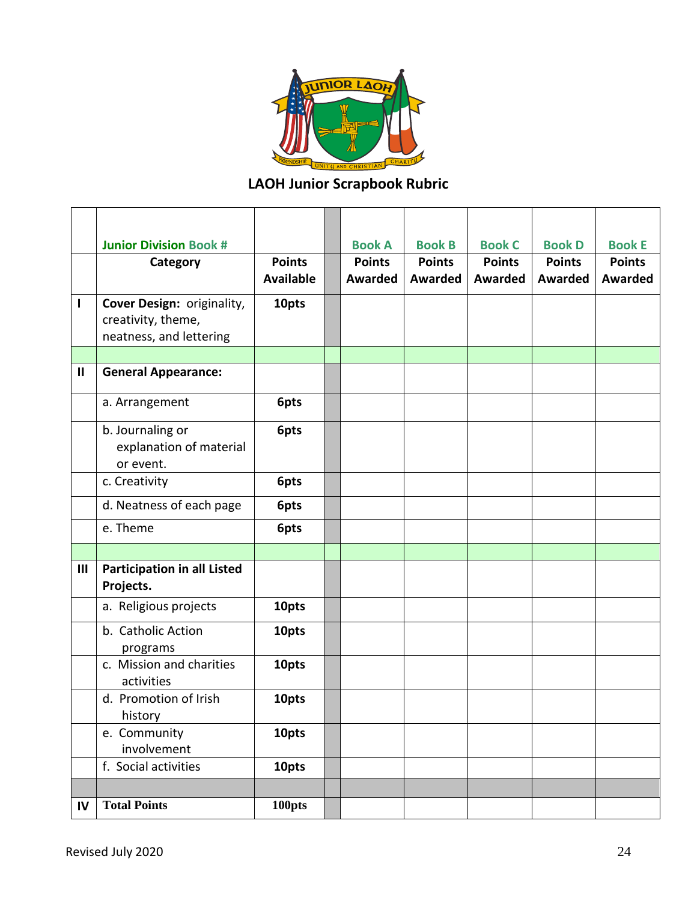## LAOH Junior Scrapbook Rubric

| | Junior Division Book # | | | Book A | Book B | Book C | Book D | Book E |
|---|---|---|---|---|---|---|---|---|
| | **Category** | **Points Available** | | **Points Awarded** | **Points Awarded** | **Points Awarded** | **Points Awarded** | **Points Awarded** |
| **I** | **Cover Design:** originality, creativity, theme, neatness, and lettering | **10pts** | | | | | | |
| | | | | | | | | |
| **II** | **General Appearance:** | | | | | | | |
| | a. Arrangement | **6pts** | | | | | | |
| | b. Journaling or explanation of material or event. | **6pts** | | | | | | |
| | c. Creativity | **6pts** | | | | | | |
| | d. Neatness of each page | **6pts** | | | | | | |
| | e. Theme | **6pts** | | | | | | |
| | | | | | | | | |
| **III** | **Participation in all Listed Projects.** | | | | | | | |
| | a. Religious projects | **10pts** | | | | | | |
| | b. Catholic Action programs | **10pts** | | | | | | |
| | c. Mission and charities activities | **10pts** | | | | | | |
| | d. Promotion of Irish history | **10pts** | | | | | | |
| | e. Community involvement | **10pts** | | | | | | |
| | f. Social activities | **10pts** | | | | | | |
| | | | | | | | | |
| **IV** | **Total Points** | **100pts** | | | | | | |

Revised July 2020